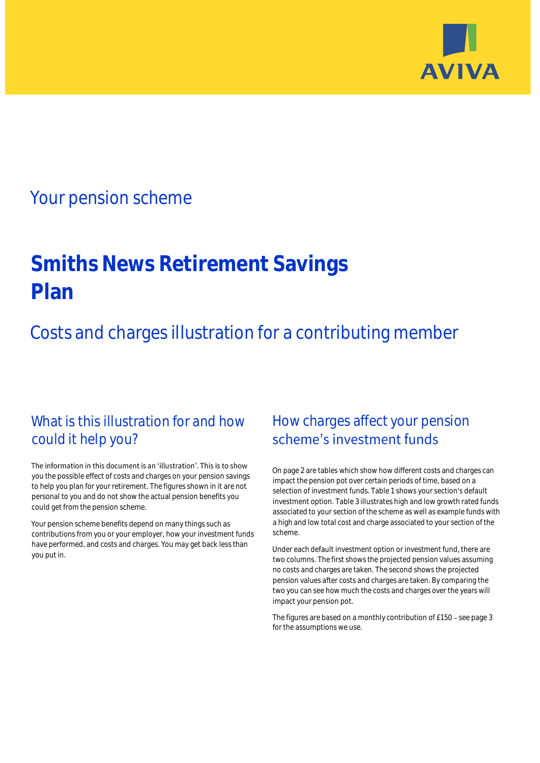AVIVA

## Your pension scheme

# Smiths News Retirement Savings Plan

## Costs and charges illustration for a contributing member

### What is this illustration for and how could it help you?

The information in this document is an 'illustration'. This is to show you the possible effect of costs and charges on your pension savings to help you plan for your retirement. The figures shown in it are not personal to you and do not show the actual pension benefits you could get from the pension scheme.

Your pension scheme benefits depend on many things such as contributions from you or your employer, how your investment funds have performed, and costs and charges. You may get back less than you put in.

### How charges affect your pension scheme's investment funds

On page 2 are tables which show how different costs and charges can impact the pension pot over certain periods of time, based on a selection of investment funds. Table 1 shows your section's default investment option. Table 3 illustrates high and low growth rated funds associated to your section of the scheme as well as example funds with a high and low total cost and charge associated to your section of the scheme.

Under each default investment option or investment fund, there are two columns. The first shows the projected pension values assuming no costs and charges are taken. The second shows the projected pension values after costs and charges are taken. By comparing the two you can see how much the costs and charges over the years will impact your pension pot.

The figures are based on a monthly contribution of £150 – see page 3 for the assumptions we use.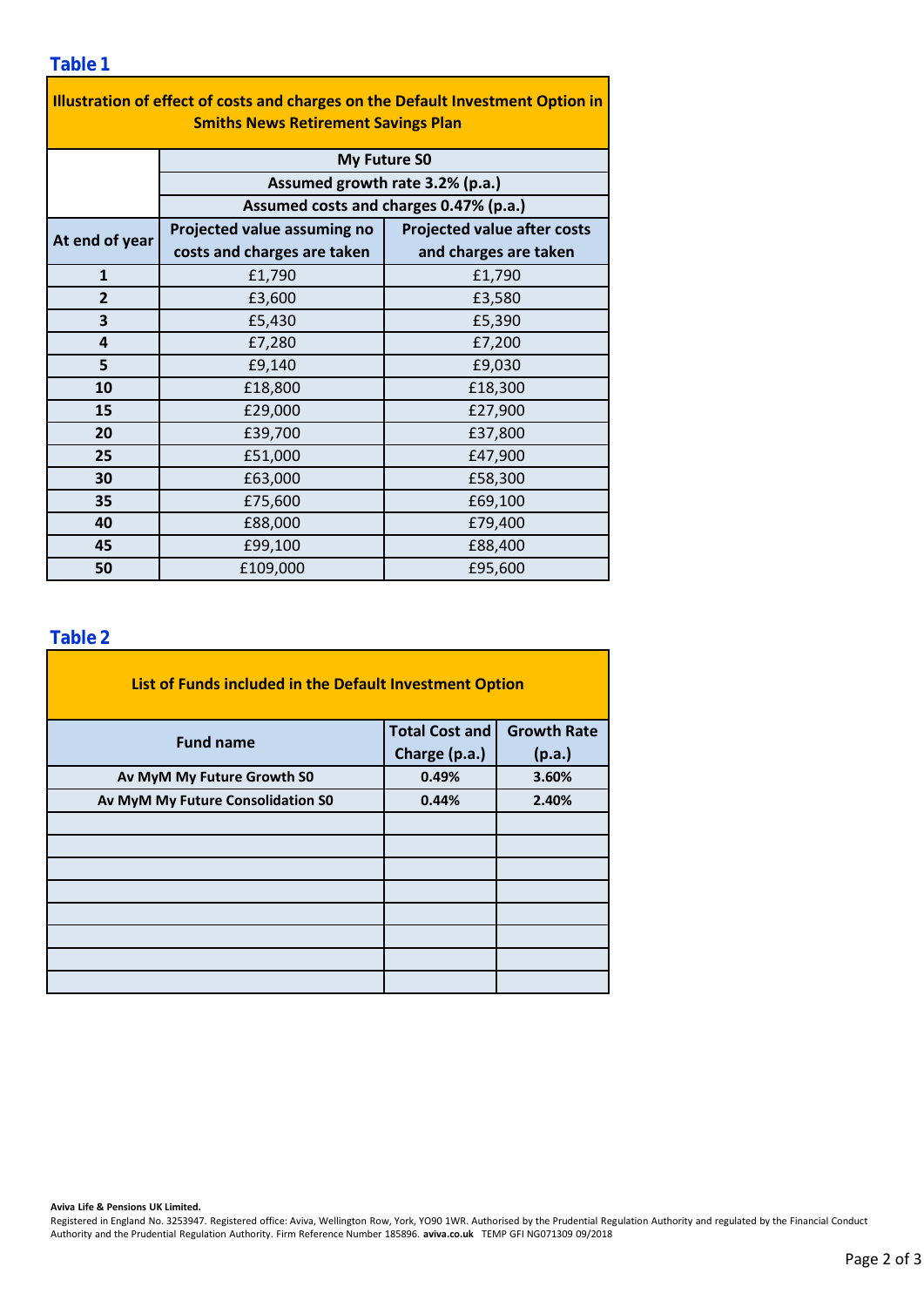## Table 1

| Illustration of effect of costs and charges on the Default Investment Option in Smiths News Retirement Savings Plan | | |
|---|---|---|
| | My Future S0 | |
| | Assumed growth rate 3.2% (p.a.) | |
| | Assumed costs and charges 0.47% (p.a.) | |
| At end of year | Projected value assuming no costs and charges are taken | Projected value after costs and charges are taken |
| 1 | £1,790 | £1,790 |
| 2 | £3,600 | £3,580 |
| 3 | £5,430 | £5,390 |
| 4 | £7,280 | £7,200 |
| 5 | £9,140 | £9,030 |
| 10 | £18,800 | £18,300 |
| 15 | £29,000 | £27,900 |
| 20 | £39,700 | £37,800 |
| 25 | £51,000 | £47,900 |
| 30 | £63,000 | £58,300 |
| 35 | £75,600 | £69,100 |
| 40 | £88,000 | £79,400 |
| 45 | £99,100 | £88,400 |
| 50 | £109,000 | £95,600 |

## Table 2

| List of Funds included in the Default Investment Option | | |
|---|---|---|
| Fund name | Total Cost and Charge (p.a.) | Growth Rate (p.a.) |
| Av MyM My Future Growth S0 | 0.49% | 3.60% |
| Av MyM My Future Consolidation S0 | 0.44% | 2.40% |
| | | |
| | | |
| | | |
| | | |
| | | |
| | | |
| | | |
| | | |

**Aviva Life & Pensions UK Limited.**

Registered in England No. 3253947. Registered office: Aviva, Wellington Row, York, YO90 1WR. Authorised by the Prudential Regulation Authority and regulated by the Financial Conduct Authority and the Prudential Regulation Authority. Firm Reference Number 185896. **aviva.co.uk** TEMP GFI NG071309 09/2018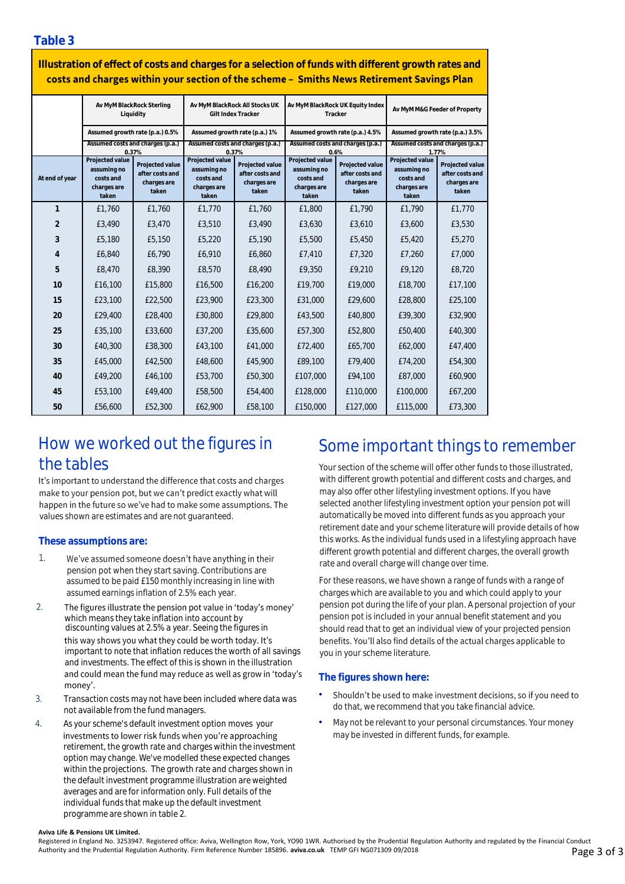## Table 3

| Illustration of effect of costs and charges for a selection of funds with different growth rates and costs and charges within your section of the scheme – Smiths News Retirement Savings Plan | | | | | | | | |
|---|---|---|---|---|---|---|---|---|
| | Av MyM BlackRock Sterling Liquidity | | Av MyM BlackRock All Stocks UK Gilt Index Tracker | | Av MyM BlackRock UK Equity Index Tracker | | Av MyM M&G Feeder of Property | |
| | Assumed growth rate (p.a.) 0.5% | | Assumed growth rate (p.a.) 1% | | Assumed growth rate (p.a.) 4.5% | | Assumed growth rate (p.a.) 3.5% | |
| | Assumed costs and charges (p.a.) 0.37% | | Assumed costs and charges (p.a.) 0.37% | | Assumed costs and charges (p.a.) 0.6% | | Assumed costs and charges (p.a.) 1.77% | |
| At end of year | Projected value assuming no costs and charges are taken | Projected value after costs and charges are taken | Projected value assuming no costs and charges are taken | Projected value after costs and charges are taken | Projected value assuming no costs and charges are taken | Projected value after costs and charges are taken | Projected value assuming no costs and charges are taken | Projected value after costs and charges are taken |
| 1 | £1,760 | £1,760 | £1,770 | £1,760 | £1,800 | £1,790 | £1,790 | £1,770 |
| 2 | £3,490 | £3,470 | £3,510 | £3,490 | £3,630 | £3,610 | £3,600 | £3,530 |
| 3 | £5,180 | £5,150 | £5,220 | £5,190 | £5,500 | £5,450 | £5,420 | £5,270 |
| 4 | £6,840 | £6,790 | £6,910 | £6,860 | £7,410 | £7,320 | £7,260 | £7,000 |
| 5 | £8,470 | £8,390 | £8,570 | £8,490 | £9,350 | £9,210 | £9,120 | £8,720 |
| 10 | £16,100 | £15,800 | £16,500 | £16,200 | £19,700 | £19,000 | £18,700 | £17,100 |
| 15 | £23,100 | £22,500 | £23,900 | £23,300 | £31,000 | £29,600 | £28,800 | £25,100 |
| 20 | £29,400 | £28,400 | £30,800 | £29,800 | £43,500 | £40,800 | £39,300 | £32,900 |
| 25 | £35,100 | £33,600 | £37,200 | £35,600 | £57,300 | £52,800 | £50,400 | £40,300 |
| 30 | £40,300 | £38,300 | £43,100 | £41,000 | £72,400 | £65,700 | £62,000 | £47,400 |
| 35 | £45,000 | £42,500 | £48,600 | £45,900 | £89,100 | £79,400 | £74,200 | £54,300 |
| 40 | £49,200 | £46,100 | £53,700 | £50,300 | £107,000 | £94,100 | £87,000 | £60,900 |
| 45 | £53,100 | £49,400 | £58,500 | £54,400 | £128,000 | £110,000 | £100,000 | £67,200 |
| 50 | £56,600 | £52,300 | £62,900 | £58,100 | £150,000 | £127,000 | £115,000 | £73,300 |

# How we worked out the figures in the tables

It's important to understand the difference that costs and charges make to your pension pot, but we can't predict exactly what will happen in the future so we've had to make some assumptions. The values shown are estimates and are not guaranteed.

### These assumptions are:

1. We've assumed someone doesn't have anything in their pension pot when they start saving. Contributions are assumed to be paid £150 monthly increasing in line with assumed earnings inflation of 2.5% each year.
2. The figures illustrate the pension pot value in 'today's money' which means they take inflation into account by discounting values at 2.5% a year. Seeing the figures in this way shows you what they could be worth today. It's important to note that inflation reduces the worth of all savings and investments. The effect of this is shown in the illustration and could mean the fund may reduce as well as grow in 'today's money'.
3. Transaction costs may not have been included where data was not available from the fund managers.
4. As your scheme's default investment option moves your investments to lower risk funds when you're approaching retirement, the growth rate and charges within the investment option may change. We've modelled these expected changes within the projections. The growth rate and charges shown in the default investment programme illustration are weighted averages and are for information only. Full details of the individual funds that make up the default investment programme are shown in table 2.

# Some important things to remember

Your section of the scheme will offer other funds to those illustrated, with different growth potential and different costs and charges, and may also offer other lifestyling investment options. If you have selected another lifestyling investment option your pension pot will automatically be moved into different funds as you approach your retirement date and your scheme literature will provide details of how this works. As the individual funds used in a lifestyling approach have different growth potential and different charges, the overall growth rate and overall charge will change over time.

For these reasons, we have shown a range of funds with a range of charges which are available to you and which could apply to your pension pot during the life of your plan. A personal projection of your pension pot is included in your annual benefit statement and you should read that to get an individual view of your projected pension benefits. You'll also find details of the actual charges applicable to you in your scheme literature.

### The figures shown here:

- Shouldn't be used to make investment decisions, so if you need to do that, we recommend that you take financial advice.
- May not be relevant to your personal circumstances. Your money may be invested in different funds, for example.

**Aviva Life & Pensions UK Limited.**
Registered in England No. 3253947. Registered office: Aviva, Wellington Row, York, YO90 1WR. Authorised by the Prudential Regulation Authority and regulated by the Financial Conduct Authority and the Prudential Regulation Authority. Firm Reference Number 185896. **aviva.co.uk** TEMP GFI NG071309 09/2018